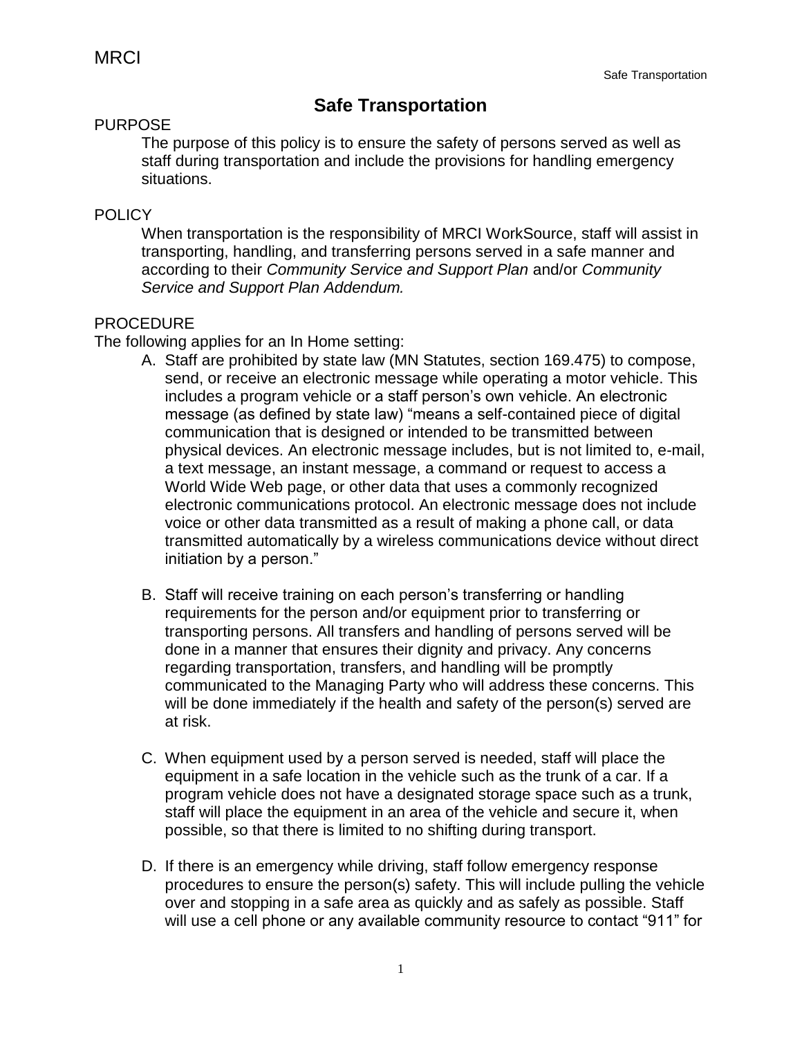MRCI

# Safe Transportation

## PURPOSE

The purpose of this policy is to ensure the safety of persons served as well as staff during transportation and include the provisions for handling emergency situations.

## POLICY

When transportation is the responsibility of MRCI WorkSource, staff will assist in transporting, handling, and transferring persons served in a safe manner and according to their *Community Service and Support Plan* and/or *Community Service and Support Plan Addendum.*

## PROCEDURE

The following applies for an In Home setting:

A. Staff are prohibited by state law (MN Statutes, section 169.475) to compose, send, or receive an electronic message while operating a motor vehicle. This includes a program vehicle or a staff person's own vehicle. An electronic message (as defined by state law) "means a self-contained piece of digital communication that is designed or intended to be transmitted between physical devices. An electronic message includes, but is not limited to, e-mail, a text message, an instant message, a command or request to access a World Wide Web page, or other data that uses a commonly recognized electronic communications protocol. An electronic message does not include voice or other data transmitted as a result of making a phone call, or data transmitted automatically by a wireless communications device without direct initiation by a person."

B. Staff will receive training on each person's transferring or handling requirements for the person and/or equipment prior to transferring or transporting persons. All transfers and handling of persons served will be done in a manner that ensures their dignity and privacy. Any concerns regarding transportation, transfers, and handling will be promptly communicated to the Managing Party who will address these concerns. This will be done immediately if the health and safety of the person(s) served are at risk.

C. When equipment used by a person served is needed, staff will place the equipment in a safe location in the vehicle such as the trunk of a car. If a program vehicle does not have a designated storage space such as a trunk, staff will place the equipment in an area of the vehicle and secure it, when possible, so that there is limited to no shifting during transport.

D. If there is an emergency while driving, staff follow emergency response procedures to ensure the person(s) safety. This will include pulling the vehicle over and stopping in a safe area as quickly and as safely as possible. Staff will use a cell phone or any available community resource to contact "911" for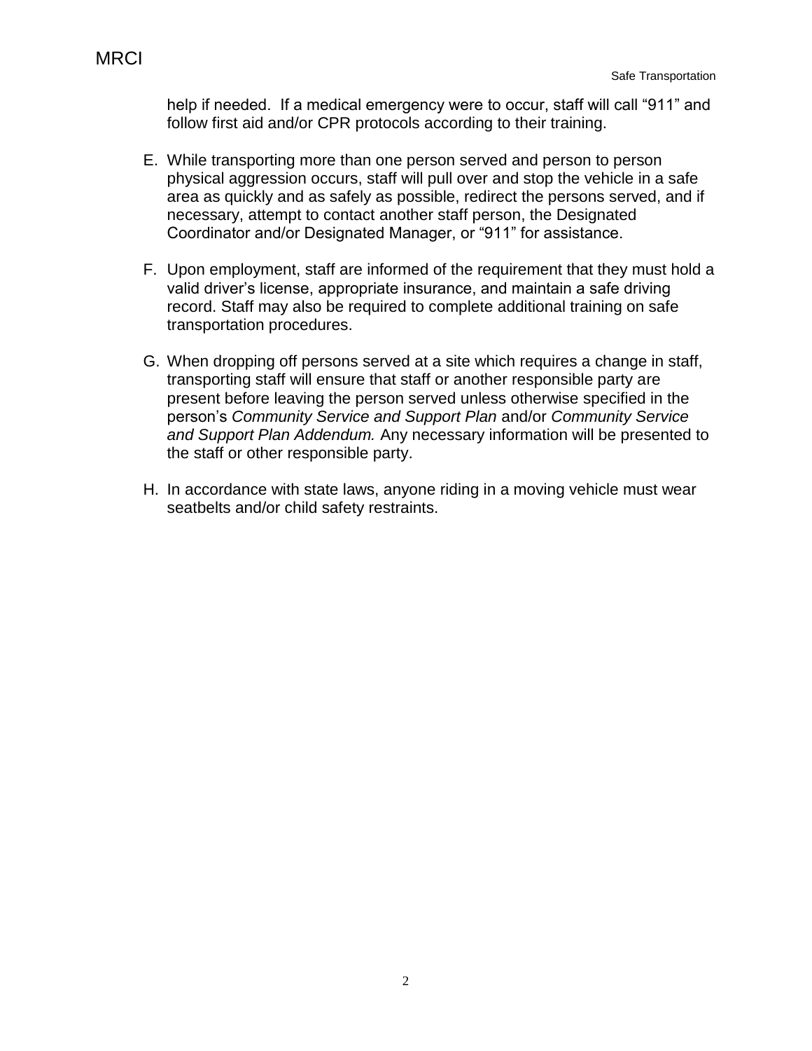help if needed.  If a medical emergency were to occur, staff will call "911" and follow first aid and/or CPR protocols according to their training.

E. While transporting more than one person served and person to person physical aggression occurs, staff will pull over and stop the vehicle in a safe area as quickly and as safely as possible, redirect the persons served, and if necessary, attempt to contact another staff person, the Designated Coordinator and/or Designated Manager, or "911" for assistance.

F. Upon employment, staff are informed of the requirement that they must hold a valid driver's license, appropriate insurance, and maintain a safe driving record. Staff may also be required to complete additional training on safe transportation procedures.

G. When dropping off persons served at a site which requires a change in staff, transporting staff will ensure that staff or another responsible party are present before leaving the person served unless otherwise specified in the person's *Community Service and Support Plan* and/or *Community Service and Support Plan Addendum.* Any necessary information will be presented to the staff or other responsible party.

H. In accordance with state laws, anyone riding in a moving vehicle must wear seatbelts and/or child safety restraints.